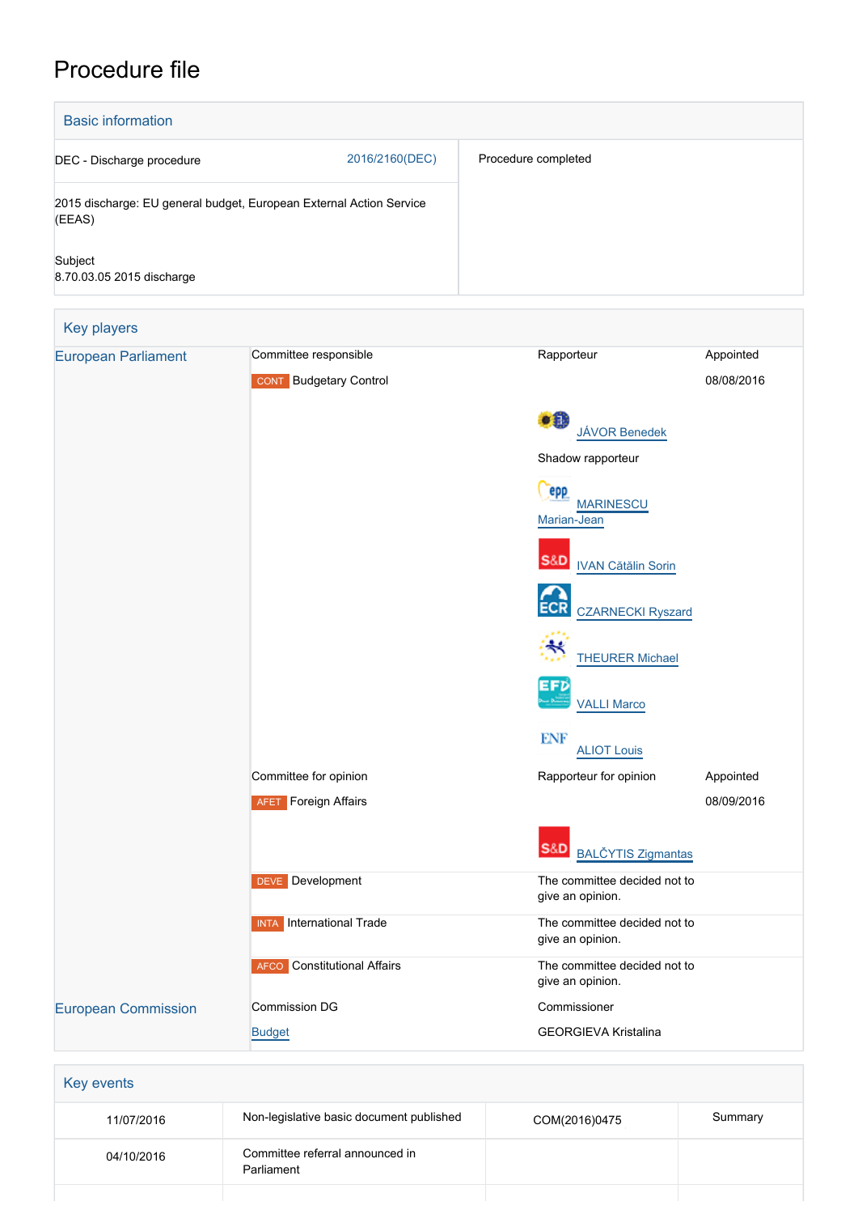# Procedure file

## Basic information

| | |
|---|---|
| DEC - Discharge procedure 2016/2160(DEC) | Procedure completed |
| 2015 discharge: EU general budget, European External Action Service (EEAS) | |
| Subject<br>8.70.03.05 2015 discharge | |

## Key players

| | | | |
|---|---|---|---|
| European Parliament | Committee responsible | Rapporteur | Appointed |
| | CONT Budgetary Control | | 08/08/2016 |
| | | JÁVOR Benedek | |
| | | Shadow rapporteur | |
| | | MARINESCU Marian-Jean | |
| | | IVAN Cătălin Sorin | |
| | | CZARNECKI Ryszard | |
| | | THEURER Michael | |
| | | VALLI Marco | |
| | | ALIOT Louis | |
| | Committee for opinion | Rapporteur for opinion | Appointed |
| | AFET Foreign Affairs | | 08/09/2016 |
| | | BALČYTIS Zigmantas | |
| | DEVE Development | The committee decided not to give an opinion. | |
| | INTA International Trade | The committee decided not to give an opinion. | |
| | AFCO Constitutional Affairs | The committee decided not to give an opinion. | |
| European Commission | Commission DG | Commissioner | |
| | Budget | GEORGIEVA Kristalina | |

## Key events

| | | | |
|---|---|---|---|
| 11/07/2016 | Non-legislative basic document published | COM(2016)0475 | Summary |
| 04/10/2016 | Committee referral announced in Parliament | | |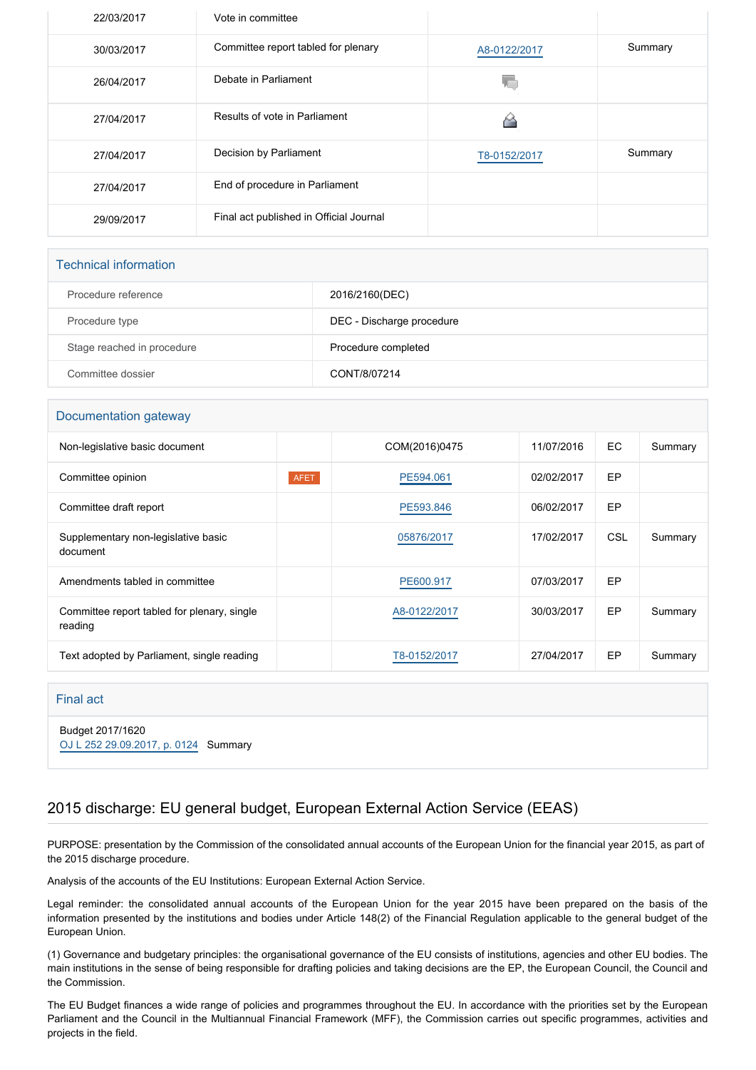| | | | |
|---|---|---|---|
| 22/03/2017 | Vote in committee | | |
| 30/03/2017 | Committee report tabled for plenary | A8-0122/2017 | Summary |
| 26/04/2017 | Debate in Parliament | | |
| 27/04/2017 | Results of vote in Parliament | | |
| 27/04/2017 | Decision by Parliament | T8-0152/2017 | Summary |
| 27/04/2017 | End of procedure in Parliament | | |
| 29/09/2017 | Final act published in Official Journal | | |

## Technical information

| | |
|---|---|
| Procedure reference | 2016/2160(DEC) |
| Procedure type | DEC - Discharge procedure |
| Stage reached in procedure | Procedure completed |
| Committee dossier | CONT/8/07214 |

## Documentation gateway

| | | | | | |
|---|---|---|---|---|---|
| Non-legislative basic document | | COM(2016)0475 | 11/07/2016 | EC | Summary |
| Committee opinion | AFET | PE594.061 | 02/02/2017 | EP | |
| Committee draft report | | PE593.846 | 06/02/2017 | EP | |
| Supplementary non-legislative basic document | | 05876/2017 | 17/02/2017 | CSL | Summary |
| Amendments tabled in committee | | PE600.917 | 07/03/2017 | EP | |
| Committee report tabled for plenary, single reading | | A8-0122/2017 | 30/03/2017 | EP | Summary |
| Text adopted by Parliament, single reading | | T8-0152/2017 | 27/04/2017 | EP | Summary |

## Final act

Budget 2017/1620
OJ L 252 29.09.2017, p. 0124 Summary

# 2015 discharge: EU general budget, European External Action Service (EEAS)

PURPOSE: presentation by the Commission of the consolidated annual accounts of the European Union for the financial year 2015, as part of the 2015 discharge procedure.

Analysis of the accounts of the EU Institutions: European External Action Service.

Legal reminder: the consolidated annual accounts of the European Union for the year 2015 have been prepared on the basis of the information presented by the institutions and bodies under Article 148(2) of the Financial Regulation applicable to the general budget of the European Union.

(1) Governance and budgetary principles: the organisational governance of the EU consists of institutions, agencies and other EU bodies. The main institutions in the sense of being responsible for drafting policies and taking decisions are the EP, the European Council, the Council and the Commission.

The EU Budget finances a wide range of policies and programmes throughout the EU. In accordance with the priorities set by the European Parliament and the Council in the Multiannual Financial Framework (MFF), the Commission carries out specific programmes, activities and projects in the field.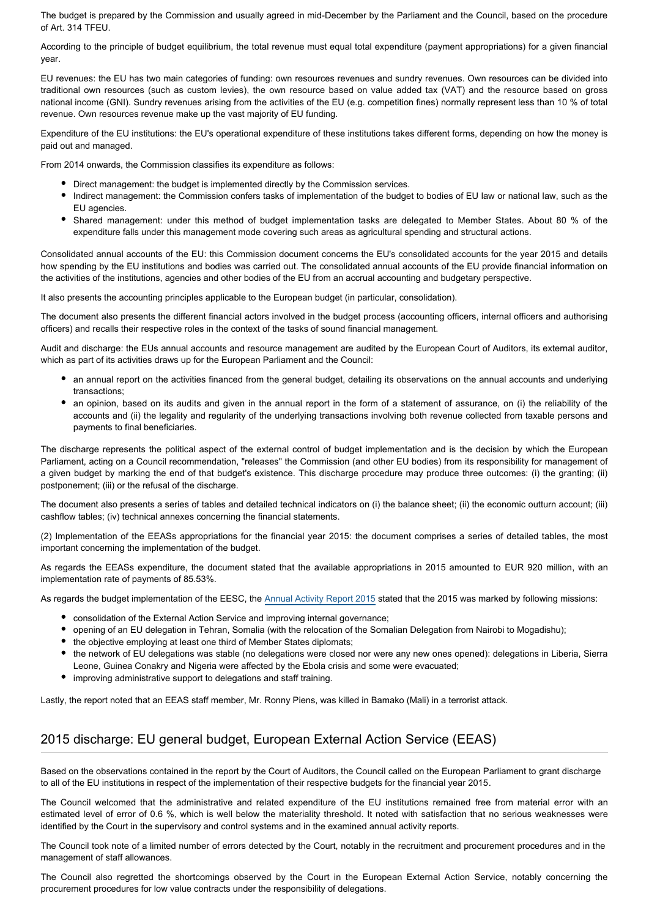The budget is prepared by the Commission and usually agreed in mid-December by the Parliament and the Council, based on the procedure of Art. 314 TFEU.

According to the principle of budget equilibrium, the total revenue must equal total expenditure (payment appropriations) for a given financial year.

EU revenues: the EU has two main categories of funding: own resources revenues and sundry revenues. Own resources can be divided into traditional own resources (such as custom levies), the own resource based on value added tax (VAT) and the resource based on gross national income (GNI). Sundry revenues arising from the activities of the EU (e.g. competition fines) normally represent less than 10 % of total revenue. Own resources revenue make up the vast majority of EU funding.

Expenditure of the EU institutions: the EU's operational expenditure of these institutions takes different forms, depending on how the money is paid out and managed.

From 2014 onwards, the Commission classifies its expenditure as follows:

- Direct management: the budget is implemented directly by the Commission services.
- Indirect management: the Commission confers tasks of implementation of the budget to bodies of EU law or national law, such as the EU agencies.
- Shared management: under this method of budget implementation tasks are delegated to Member States. About 80 % of the expenditure falls under this management mode covering such areas as agricultural spending and structural actions.

Consolidated annual accounts of the EU: this Commission document concerns the EU's consolidated accounts for the year 2015 and details how spending by the EU institutions and bodies was carried out. The consolidated annual accounts of the EU provide financial information on the activities of the institutions, agencies and other bodies of the EU from an accrual accounting and budgetary perspective.

It also presents the accounting principles applicable to the European budget (in particular, consolidation).

The document also presents the different financial actors involved in the budget process (accounting officers, internal officers and authorising officers) and recalls their respective roles in the context of the tasks of sound financial management.

Audit and discharge: the EUs annual accounts and resource management are audited by the European Court of Auditors, its external auditor, which as part of its activities draws up for the European Parliament and the Council:

- an annual report on the activities financed from the general budget, detailing its observations on the annual accounts and underlying transactions;
- an opinion, based on its audits and given in the annual report in the form of a statement of assurance, on (i) the reliability of the accounts and (ii) the legality and regularity of the underlying transactions involving both revenue collected from taxable persons and payments to final beneficiaries.

The discharge represents the political aspect of the external control of budget implementation and is the decision by which the European Parliament, acting on a Council recommendation, "releases" the Commission (and other EU bodies) from its responsibility for management of a given budget by marking the end of that budget's existence. This discharge procedure may produce three outcomes: (i) the granting; (ii) postponement; (iii) or the refusal of the discharge.

The document also presents a series of tables and detailed technical indicators on (i) the balance sheet; (ii) the economic outturn account; (iii) cashflow tables; (iv) technical annexes concerning the financial statements.

(2) Implementation of the EEASs appropriations for the financial year 2015: the document comprises a series of detailed tables, the most important concerning the implementation of the budget.

As regards the EEASs expenditure, the document stated that the available appropriations in 2015 amounted to EUR 920 million, with an implementation rate of payments of 85.53%.

As regards the budget implementation of the EESC, the Annual Activity Report 2015 stated that the 2015 was marked by following missions:

- consolidation of the External Action Service and improving internal governance;
- opening of an EU delegation in Tehran, Somalia (with the relocation of the Somalian Delegation from Nairobi to Mogadishu);
- the objective employing at least one third of Member States diplomats;
- the network of EU delegations was stable (no delegations were closed nor were any new ones opened): delegations in Liberia, Sierra Leone, Guinea Conakry and Nigeria were affected by the Ebola crisis and some were evacuated;
- improving administrative support to delegations and staff training.

Lastly, the report noted that an EEAS staff member, Mr. Ronny Piens, was killed in Bamako (Mali) in a terrorist attack.

## 2015 discharge: EU general budget, European External Action Service (EEAS)

Based on the observations contained in the report by the Court of Auditors, the Council called on the European Parliament to grant discharge to all of the EU institutions in respect of the implementation of their respective budgets for the financial year 2015.

The Council welcomed that the administrative and related expenditure of the EU institutions remained free from material error with an estimated level of error of 0.6 %, which is well below the materiality threshold. It noted with satisfaction that no serious weaknesses were identified by the Court in the supervisory and control systems and in the examined annual activity reports.

The Council took note of a limited number of errors detected by the Court, notably in the recruitment and procurement procedures and in the management of staff allowances.

The Council also regretted the shortcomings observed by the Court in the European External Action Service, notably concerning the procurement procedures for low value contracts under the responsibility of delegations.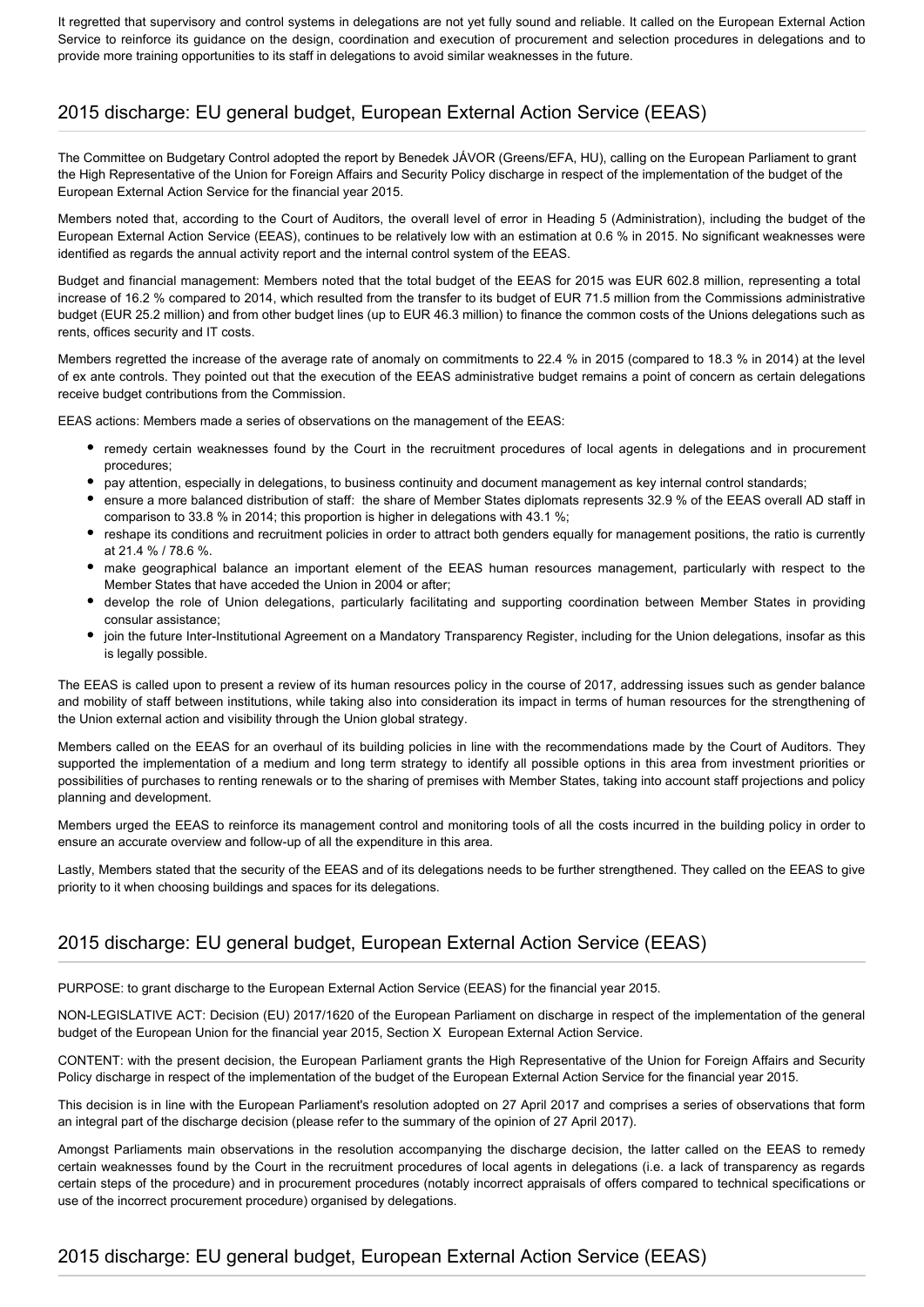It regretted that supervisory and control systems in delegations are not yet fully sound and reliable. It called on the European External Action Service to reinforce its guidance on the design, coordination and execution of procurement and selection procedures in delegations and to provide more training opportunities to its staff in delegations to avoid similar weaknesses in the future.

## 2015 discharge: EU general budget, European External Action Service (EEAS)

The Committee on Budgetary Control adopted the report by Benedek JÁVOR (Greens/EFA, HU), calling on the European Parliament to grant the High Representative of the Union for Foreign Affairs and Security Policy discharge in respect of the implementation of the budget of the European External Action Service for the financial year 2015.

Members noted that, according to the Court of Auditors, the overall level of error in Heading 5 (Administration), including the budget of the European External Action Service (EEAS), continues to be relatively low with an estimation at 0.6 % in 2015. No significant weaknesses were identified as regards the annual activity report and the internal control system of the EEAS.

Budget and financial management: Members noted that the total budget of the EEAS for 2015 was EUR 602.8 million, representing a total increase of 16.2 % compared to 2014, which resulted from the transfer to its budget of EUR 71.5 million from the Commissions administrative budget (EUR 25.2 million) and from other budget lines (up to EUR 46.3 million) to finance the common costs of the Unions delegations such as rents, offices security and IT costs.

Members regretted the increase of the average rate of anomaly on commitments to 22.4 % in 2015 (compared to 18.3 % in 2014) at the level of ex ante controls. They pointed out that the execution of the EEAS administrative budget remains a point of concern as certain delegations receive budget contributions from the Commission.

EEAS actions: Members made a series of observations on the management of the EEAS:

- remedy certain weaknesses found by the Court in the recruitment procedures of local agents in delegations and in procurement procedures;
- pay attention, especially in delegations, to business continuity and document management as key internal control standards;
- ensure a more balanced distribution of staff: the share of Member States diplomats represents 32.9 % of the EEAS overall AD staff in comparison to 33.8 % in 2014; this proportion is higher in delegations with 43.1 %;
- reshape its conditions and recruitment policies in order to attract both genders equally for management positions, the ratio is currently at 21.4 % / 78.6 %.
- make geographical balance an important element of the EEAS human resources management, particularly with respect to the Member States that have acceded the Union in 2004 or after;
- develop the role of Union delegations, particularly facilitating and supporting coordination between Member States in providing consular assistance;
- join the future Inter-Institutional Agreement on a Mandatory Transparency Register, including for the Union delegations, insofar as this is legally possible.

The EEAS is called upon to present a review of its human resources policy in the course of 2017, addressing issues such as gender balance and mobility of staff between institutions, while taking also into consideration its impact in terms of human resources for the strengthening of the Union external action and visibility through the Union global strategy.

Members called on the EEAS for an overhaul of its building policies in line with the recommendations made by the Court of Auditors. They supported the implementation of a medium and long term strategy to identify all possible options in this area from investment priorities or possibilities of purchases to renting renewals or to the sharing of premises with Member States, taking into account staff projections and policy planning and development.

Members urged the EEAS to reinforce its management control and monitoring tools of all the costs incurred in the building policy in order to ensure an accurate overview and follow-up of all the expenditure in this area.

Lastly, Members stated that the security of the EEAS and of its delegations needs to be further strengthened. They called on the EEAS to give priority to it when choosing buildings and spaces for its delegations.

## 2015 discharge: EU general budget, European External Action Service (EEAS)

PURPOSE: to grant discharge to the European External Action Service (EEAS) for the financial year 2015.

NON-LEGISLATIVE ACT: Decision (EU) 2017/1620 of the European Parliament on discharge in respect of the implementation of the general budget of the European Union for the financial year 2015, Section X European External Action Service.

CONTENT: with the present decision, the European Parliament grants the High Representative of the Union for Foreign Affairs and Security Policy discharge in respect of the implementation of the budget of the European External Action Service for the financial year 2015.

This decision is in line with the European Parliament's resolution adopted on 27 April 2017 and comprises a series of observations that form an integral part of the discharge decision (please refer to the summary of the opinion of 27 April 2017).

Amongst Parliaments main observations in the resolution accompanying the discharge decision, the latter called on the EEAS to remedy certain weaknesses found by the Court in the recruitment procedures of local agents in delegations (i.e. a lack of transparency as regards certain steps of the procedure) and in procurement procedures (notably incorrect appraisals of offers compared to technical specifications or use of the incorrect procurement procedure) organised by delegations.

## 2015 discharge: EU general budget, European External Action Service (EEAS)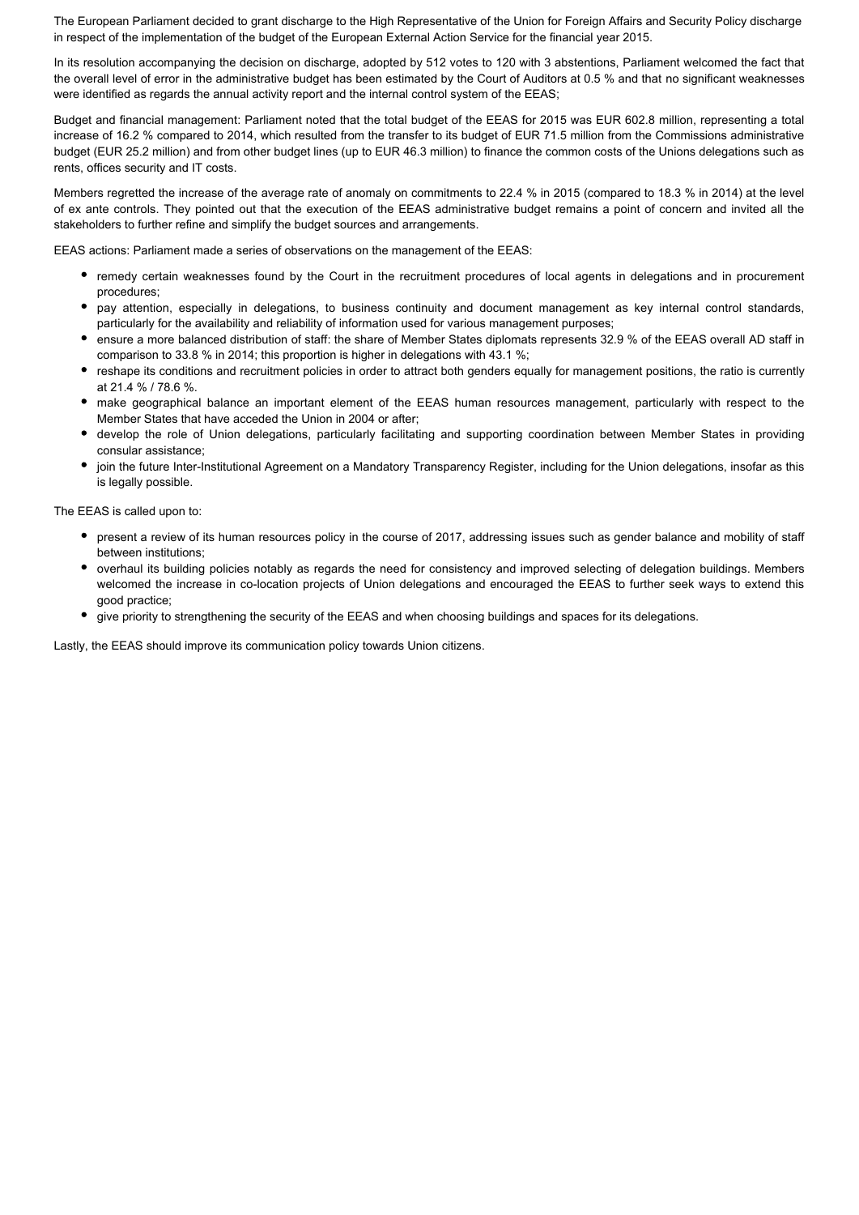The European Parliament decided to grant discharge to the High Representative of the Union for Foreign Affairs and Security Policy discharge in respect of the implementation of the budget of the European External Action Service for the financial year 2015.

In its resolution accompanying the decision on discharge, adopted by 512 votes to 120 with 3 abstentions, Parliament welcomed the fact that the overall level of error in the administrative budget has been estimated by the Court of Auditors at 0.5 % and that no significant weaknesses were identified as regards the annual activity report and the internal control system of the EEAS;

Budget and financial management: Parliament noted that the total budget of the EEAS for 2015 was EUR 602.8 million, representing a total increase of 16.2 % compared to 2014, which resulted from the transfer to its budget of EUR 71.5 million from the Commissions administrative budget (EUR 25.2 million) and from other budget lines (up to EUR 46.3 million) to finance the common costs of the Unions delegations such as rents, offices security and IT costs.

Members regretted the increase of the average rate of anomaly on commitments to 22.4 % in 2015 (compared to 18.3 % in 2014) at the level of ex ante controls. They pointed out that the execution of the EEAS administrative budget remains a point of concern and invited all the stakeholders to further refine and simplify the budget sources and arrangements.

EEAS actions: Parliament made a series of observations on the management of the EEAS:

- remedy certain weaknesses found by the Court in the recruitment procedures of local agents in delegations and in procurement procedures;
- pay attention, especially in delegations, to business continuity and document management as key internal control standards, particularly for the availability and reliability of information used for various management purposes;
- ensure a more balanced distribution of staff: the share of Member States diplomats represents 32.9 % of the EEAS overall AD staff in comparison to 33.8 % in 2014; this proportion is higher in delegations with 43.1 %;
- reshape its conditions and recruitment policies in order to attract both genders equally for management positions, the ratio is currently at 21.4 % / 78.6 %.
- make geographical balance an important element of the EEAS human resources management, particularly with respect to the Member States that have acceded the Union in 2004 or after;
- develop the role of Union delegations, particularly facilitating and supporting coordination between Member States in providing consular assistance;
- join the future Inter-Institutional Agreement on a Mandatory Transparency Register, including for the Union delegations, insofar as this is legally possible.

The EEAS is called upon to:

- present a review of its human resources policy in the course of 2017, addressing issues such as gender balance and mobility of staff between institutions;
- overhaul its building policies notably as regards the need for consistency and improved selecting of delegation buildings. Members welcomed the increase in co-location projects of Union delegations and encouraged the EEAS to further seek ways to extend this good practice;
- give priority to strengthening the security of the EEAS and when choosing buildings and spaces for its delegations.

Lastly, the EEAS should improve its communication policy towards Union citizens.